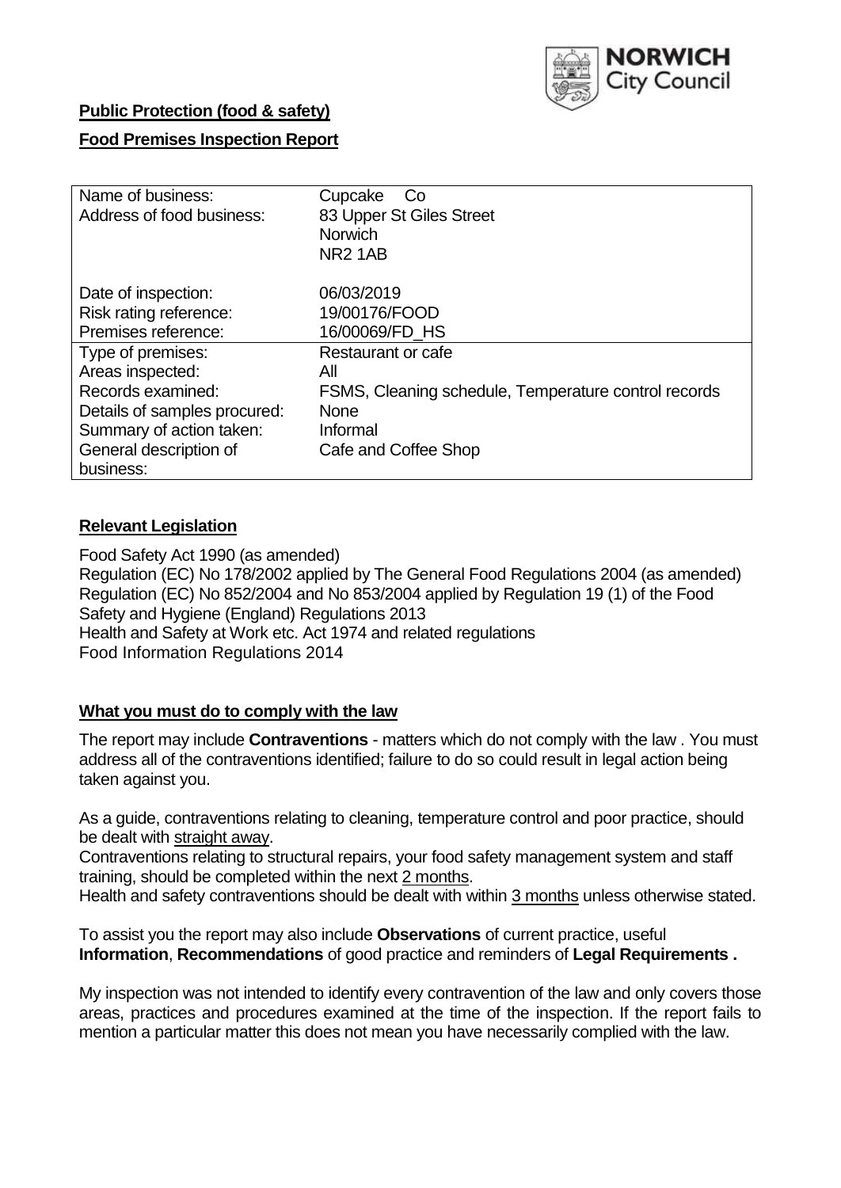NORWICH City Council

**Public Protection (food & safety)**

**Food Premises Inspection Report**

| | |
|---|---|
| Name of business: | Cupcake Co |
| Address of food business: | 83 Upper St Giles Street<br>Norwich<br>NR2 1AB |
| Date of inspection: | 06/03/2019 |
| Risk rating reference: | 19/00176/FOOD |
| Premises reference: | 16/00069/FD_HS |
| Type of premises: | Restaurant or cafe |
| Areas inspected: | All |
| Records examined: | FSMS, Cleaning schedule, Temperature control records |
| Details of samples procured: | None |
| Summary of action taken: | Informal |
| General description of business: | Cafe and Coffee Shop |

## Relevant Legislation

Food Safety Act 1990 (as amended)
Regulation (EC) No 178/2002 applied by The General Food Regulations 2004 (as amended)
Regulation (EC) No 852/2004 and No 853/2004 applied by Regulation 19 (1) of the Food Safety and Hygiene (England) Regulations 2013
Health and Safety at Work etc. Act 1974 and related regulations
Food Information Regulations 2014

## What you must do to comply with the law

The report may include **Contraventions** - matters which do not comply with the law . You must address all of the contraventions identified; failure to do so could result in legal action being taken against you.

As a guide, contraventions relating to cleaning, temperature control and poor practice, should be dealt with straight away.

Contraventions relating to structural repairs, your food safety management system and staff training, should be completed within the next 2 months.

Health and safety contraventions should be dealt with within 3 months unless otherwise stated.

To assist you the report may also include **Observations** of current practice, useful **Information**, **Recommendations** of good practice and reminders of **Legal Requirements .**

My inspection was not intended to identify every contravention of the law and only covers those areas, practices and procedures examined at the time of the inspection. If the report fails to mention a particular matter this does not mean you have necessarily complied with the law.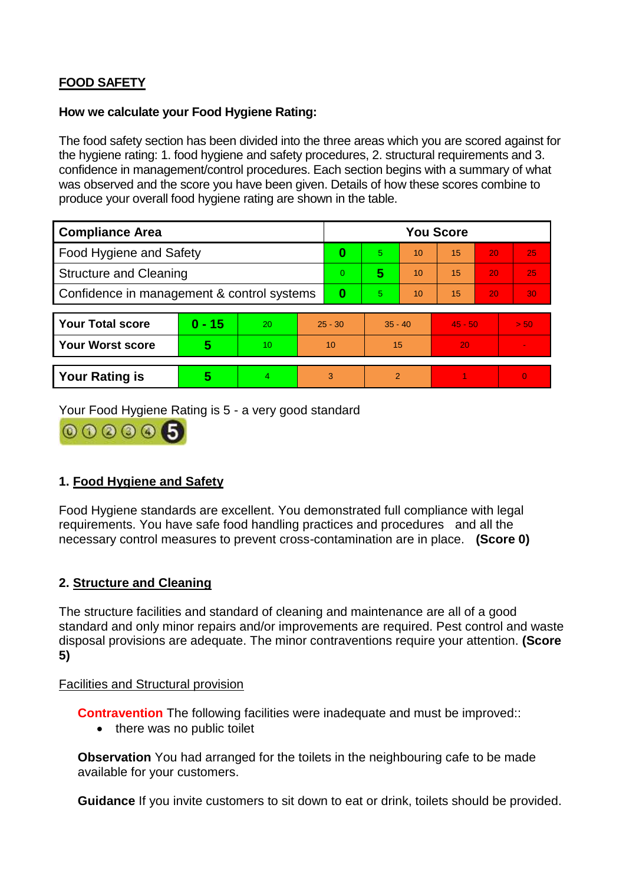## FOOD SAFETY

**How we calculate your Food Hygiene Rating:**

The food safety section has been divided into the three areas which you are scored against for the hygiene rating: 1. food hygiene and safety procedures, 2. structural requirements and 3. confidence in management/control procedures. Each section begins with a summary of what was observed and the score you have been given. Details of how these scores combine to produce your overall food hygiene rating are shown in the table.

| Compliance Area | You Score | | | | | |
|---|---|---|---|---|---|---|
| Food Hygiene and Safety | **0** | 5 | 10 | 15 | 20 | 25 |
| Structure and Cleaning | 0 | **5** | 10 | 15 | 20 | 25 |
| Confidence in management & control systems | **0** | 5 | 10 | 15 | 20 | 30 |

| | | | | | | |
|---|---|---|---|---|---|---|
| **Your Total score** | **0 - 15** | 20 | 25 - 30 | 35 - 40 | 45 - 50 | > 50 |
| **Your Worst score** | **5** | 10 | 10 | 15 | 20 | - |

| | | | | | | |
|---|---|---|---|---|---|---|
| **Your Rating is** | **5** | 4 | 3 | 2 | 1 | 0 |

Your Food Hygiene Rating is 5 - a very good standard

### 1. Food Hygiene and Safety

Food Hygiene standards are excellent. You demonstrated full compliance with legal requirements. You have safe food handling practices and procedures and all the necessary control measures to prevent cross-contamination are in place. **(Score 0)**

### 2. Structure and Cleaning

The structure facilities and standard of cleaning and maintenance are all of a good standard and only minor repairs and/or improvements are required. Pest control and waste disposal provisions are adequate. The minor contraventions require your attention. **(Score 5)**

Facilities and Structural provision

**Contravention** The following facilities were inadequate and must be improved::

- there was no public toilet

**Observation** You had arranged for the toilets in the neighbouring cafe to be made available for your customers.

**Guidance** If you invite customers to sit down to eat or drink, toilets should be provided.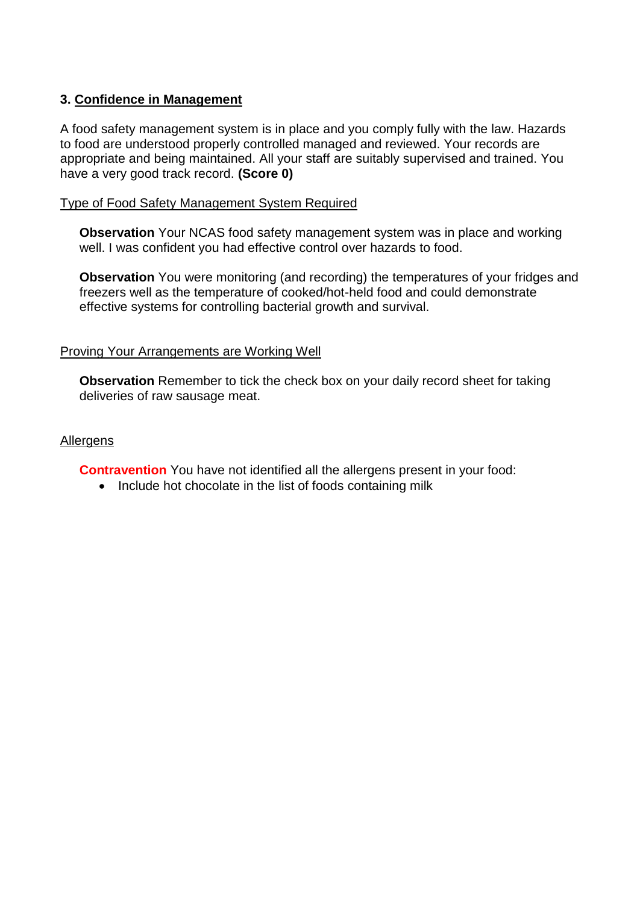### 3. Confidence in Management

A food safety management system is in place and you comply fully with the law. Hazards to food are understood properly controlled managed and reviewed. Your records are appropriate and being maintained. All your staff are suitably supervised and trained. You have a very good track record. **(Score 0)**

Type of Food Safety Management System Required

**Observation** Your NCAS food safety management system was in place and working well. I was confident you had effective control over hazards to food.

**Observation** You were monitoring (and recording) the temperatures of your fridges and freezers well as the temperature of cooked/hot-held food and could demonstrate effective systems for controlling bacterial growth and survival.

Proving Your Arrangements are Working Well

**Observation** Remember to tick the check box on your daily record sheet for taking deliveries of raw sausage meat.

Allergens

**Contravention** You have not identified all the allergens present in your food:

- Include hot chocolate in the list of foods containing milk